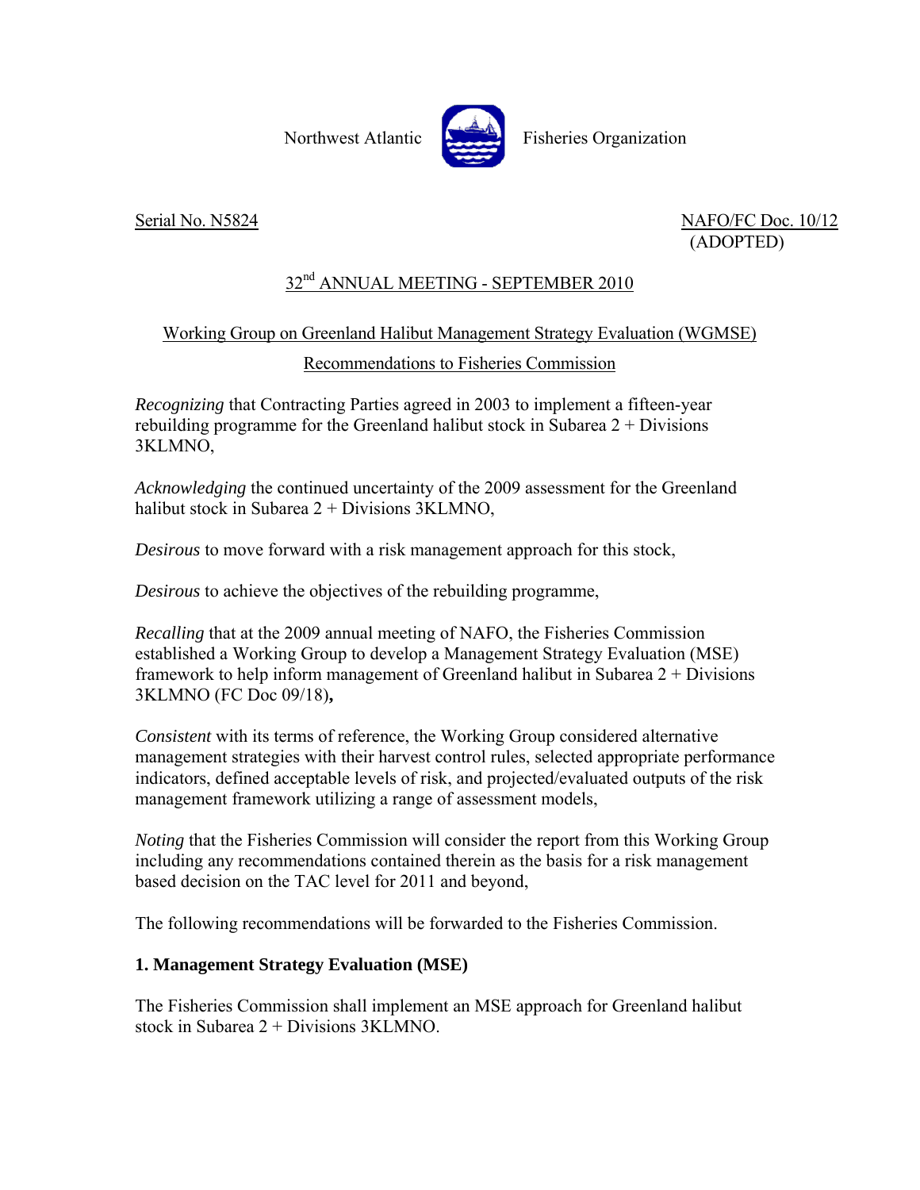Northwest Atlantic Fisheries Organization

Serial No. N5824

NAFO/FC Doc. 10/12
(ADOPTED)

## 32nd ANNUAL MEETING - SEPTEMBER 2010

## Working Group on Greenland Halibut Management Strategy Evaluation (WGMSE) Recommendations to Fisheries Commission

*Recognizing* that Contracting Parties agreed in 2003 to implement a fifteen-year rebuilding programme for the Greenland halibut stock in Subarea 2 + Divisions 3KLMNO,

*Acknowledging* the continued uncertainty of the 2009 assessment for the Greenland halibut stock in Subarea 2 + Divisions 3KLMNO,

*Desirous* to move forward with a risk management approach for this stock,

*Desirous* to achieve the objectives of the rebuilding programme,

*Recalling* that at the 2009 annual meeting of NAFO, the Fisheries Commission established a Working Group to develop a Management Strategy Evaluation (MSE) framework to help inform management of Greenland halibut in Subarea 2 + Divisions 3KLMNO (FC Doc 09/18)**,**

*Consistent* with its terms of reference, the Working Group considered alternative management strategies with their harvest control rules, selected appropriate performance indicators, defined acceptable levels of risk, and projected/evaluated outputs of the risk management framework utilizing a range of assessment models,

*Noting* that the Fisheries Commission will consider the report from this Working Group including any recommendations contained therein as the basis for a risk management based decision on the TAC level for 2011 and beyond,

The following recommendations will be forwarded to the Fisheries Commission.

### 1. Management Strategy Evaluation (MSE)

The Fisheries Commission shall implement an MSE approach for Greenland halibut stock in Subarea 2 + Divisions 3KLMNO.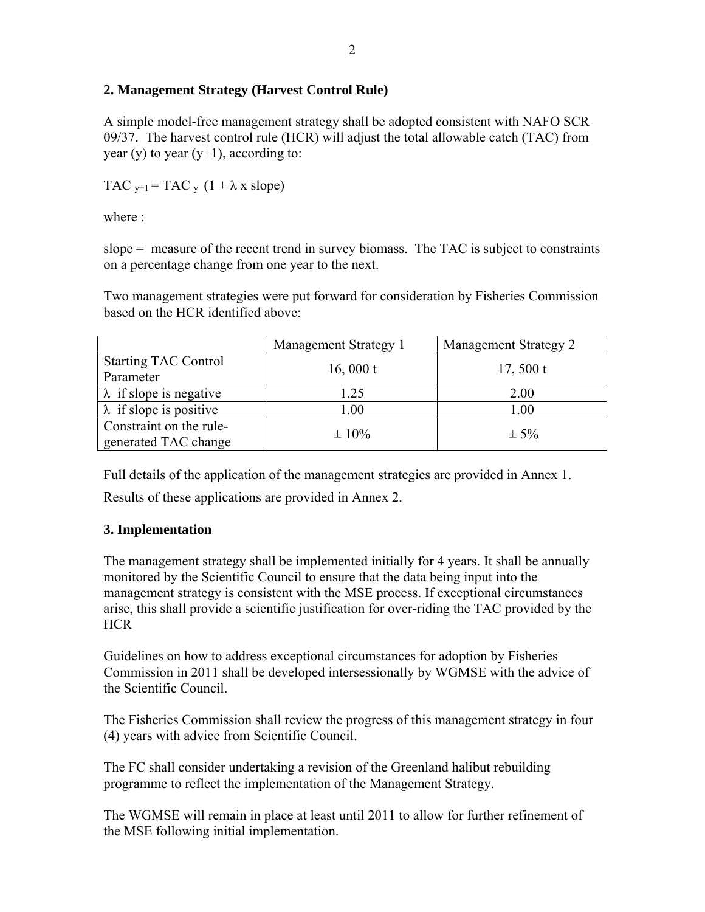## 2. Management Strategy (Harvest Control Rule)

A simple model-free management strategy shall be adopted consistent with NAFO SCR 09/37. The harvest control rule (HCR) will adjust the total allowable catch (TAC) from year (y) to year (y+1), according to:

$$TAC_{y+1} = TAC_y \ (1 + \lambda \times \text{slope})$$

where :

slope = measure of the recent trend in survey biomass. The TAC is subject to constraints on a percentage change from one year to the next.

Two management strategies were put forward for consideration by Fisheries Commission based on the HCR identified above:

| | Management Strategy 1 | Management Strategy 2 |
|---|---|---|
| Starting TAC Control Parameter | 16, 000 t | 17, 500 t |
| $\lambda$ if slope is negative | 1.25 | 2.00 |
| $\lambda$ if slope is positive | 1.00 | 1.00 |
| Constraint on the rule-generated TAC change | ± 10% | ± 5% |

Full details of the application of the management strategies are provided in Annex 1.

Results of these applications are provided in Annex 2.

## 3. Implementation

The management strategy shall be implemented initially for 4 years. It shall be annually monitored by the Scientific Council to ensure that the data being input into the management strategy is consistent with the MSE process. If exceptional circumstances arise, this shall provide a scientific justification for over-riding the TAC provided by the HCR

Guidelines on how to address exceptional circumstances for adoption by Fisheries Commission in 2011 shall be developed intersessionally by WGMSE with the advice of the Scientific Council.

The Fisheries Commission shall review the progress of this management strategy in four (4) years with advice from Scientific Council.

The FC shall consider undertaking a revision of the Greenland halibut rebuilding programme to reflect the implementation of the Management Strategy.

The WGMSE will remain in place at least until 2011 to allow for further refinement of the MSE following initial implementation.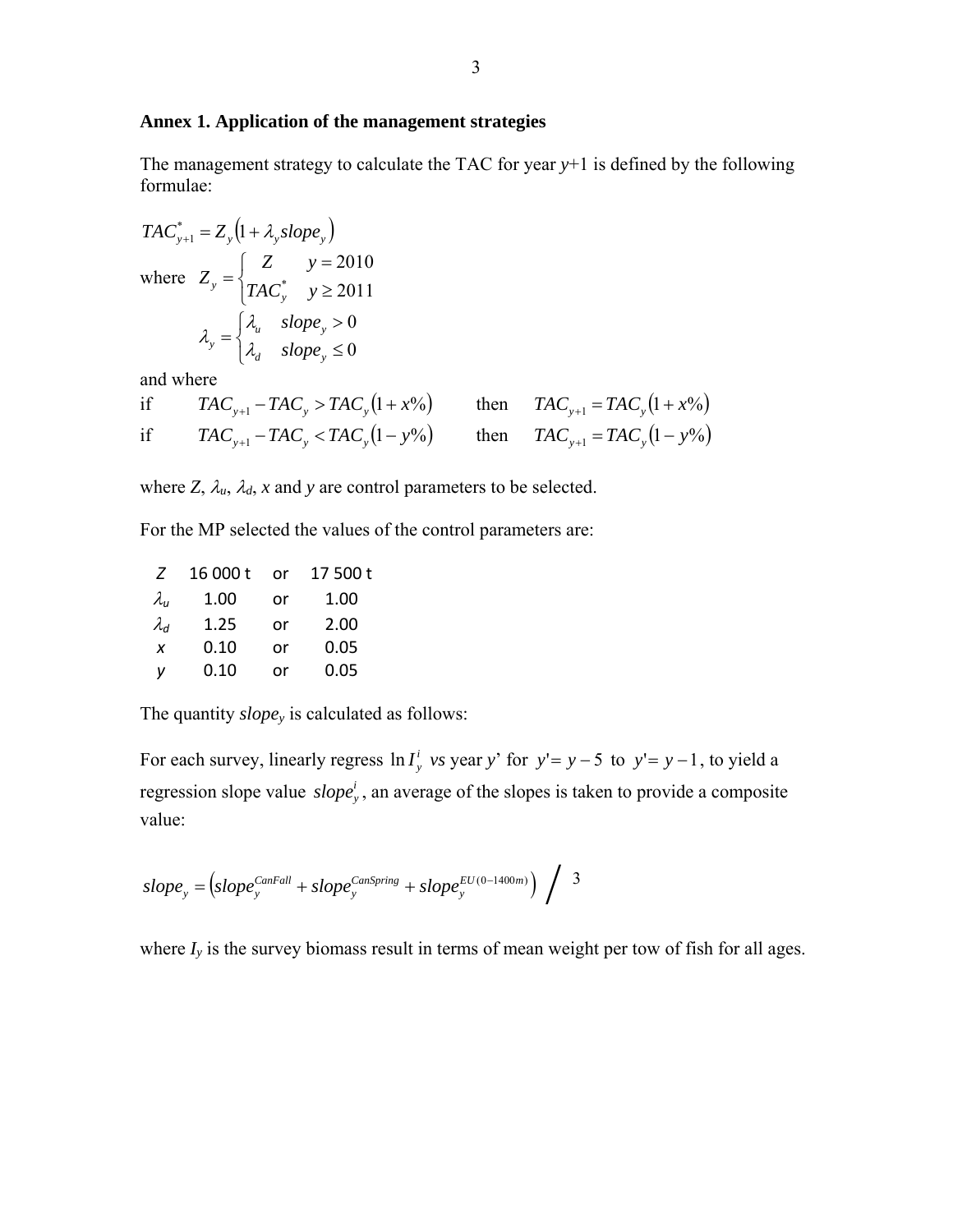## Annex 1. Application of the management strategies

The management strategy to calculate the TAC for year $y$+1 is defined by the following formulae:

$$TAC^*_{y+1} = Z_y\left(1+\lambda_y slope_y\right)$$

where $$Z_y = \begin{cases} Z & y = 2010 \\ TAC^*_y & y \geq 2011 \end{cases}$$

$$\lambda_y = \begin{cases} \lambda_u & slope_y > 0 \\ \lambda_d & slope_y \leq 0 \end{cases}$$

and where

if $\quad TAC_{y+1} - TAC_y > TAC_y\left(1+x\%\right) \quad$ then $\quad TAC_{y+1} = TAC_y\left(1+x\%\right)$

if $\quad TAC_{y+1} - TAC_y < TAC_y\left(1-y\%\right) \quad$ then $\quad TAC_{y+1} = TAC_y\left(1-y\%\right)$

where $Z$, $\lambda_u$, $\lambda_d$, $x$ and $y$ are control parameters to be selected.

For the MP selected the values of the control parameters are:

| | | | |
|---|---|---|---|
| $Z$ | 16 000 t | or | 17 500 t |
| $\lambda_u$ | 1.00 | or | 1.00 |
| $\lambda_d$ | 1.25 | or | 2.00 |
| $x$ | 0.10 | or | 0.05 |
| $y$ | 0.10 | or | 0.05 |

The quantity $slope_y$ is calculated as follows:

For each survey, linearly regress $\ln I^i_y$ *vs* year $y'$ for $y' = y-5$ to $y' = y-1$, to yield a regression slope value $slope^i_y$, an average of the slopes is taken to provide a composite value:

$$slope_y = \left(slope_y^{CanFall} + slope_y^{CanSpring} + slope_y^{EU(0-1400m)}\right) \Big/ \; 3$$

where $I_y$ is the survey biomass result in terms of mean weight per tow of fish for all ages.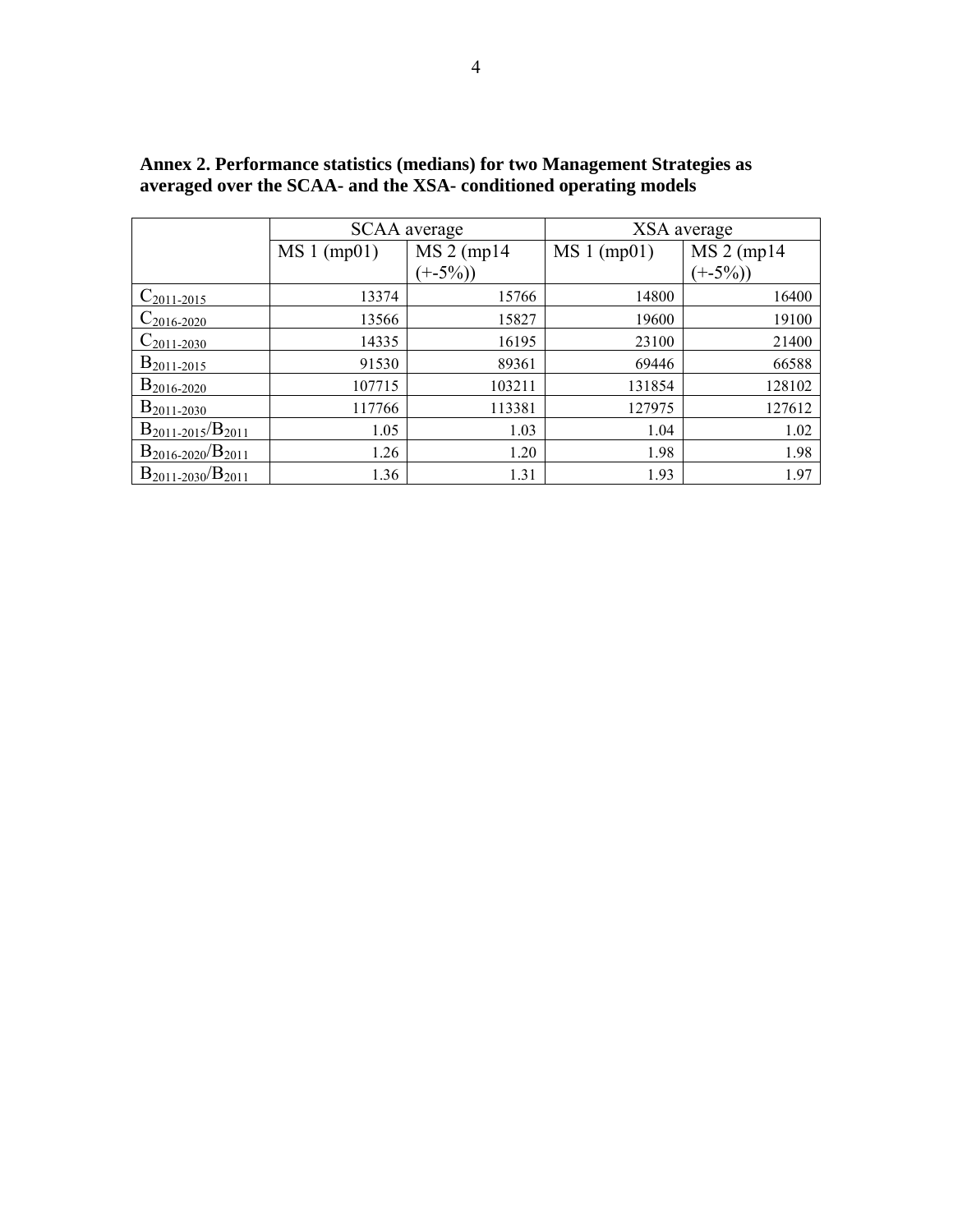**Annex 2. Performance statistics (medians) for two Management Strategies as averaged over the SCAA- and the XSA- conditioned operating models**

| | SCAA average | | XSA average | |
|---|---|---|---|---|
| | MS 1 (mp01) | MS 2 (mp14 (+-5%)) | MS 1 (mp01) | MS 2 (mp14 (+-5%)) |
| $C_{2011\text{-}2015}$ | 13374 | 15766 | 14800 | 16400 |
| $C_{2016\text{-}2020}$ | 13566 | 15827 | 19600 | 19100 |
| $C_{2011\text{-}2030}$ | 14335 | 16195 | 23100 | 21400 |
| $B_{2011\text{-}2015}$ | 91530 | 89361 | 69446 | 66588 |
| $B_{2016\text{-}2020}$ | 107715 | 103211 | 131854 | 128102 |
| $B_{2011\text{-}2030}$ | 117766 | 113381 | 127975 | 127612 |
| $B_{2011\text{-}2015}/B_{2011}$ | 1.05 | 1.03 | 1.04 | 1.02 |
| $B_{2016\text{-}2020}/B_{2011}$ | 1.26 | 1.20 | 1.98 | 1.98 |
| $B_{2011\text{-}2030}/B_{2011}$ | 1.36 | 1.31 | 1.93 | 1.97 |